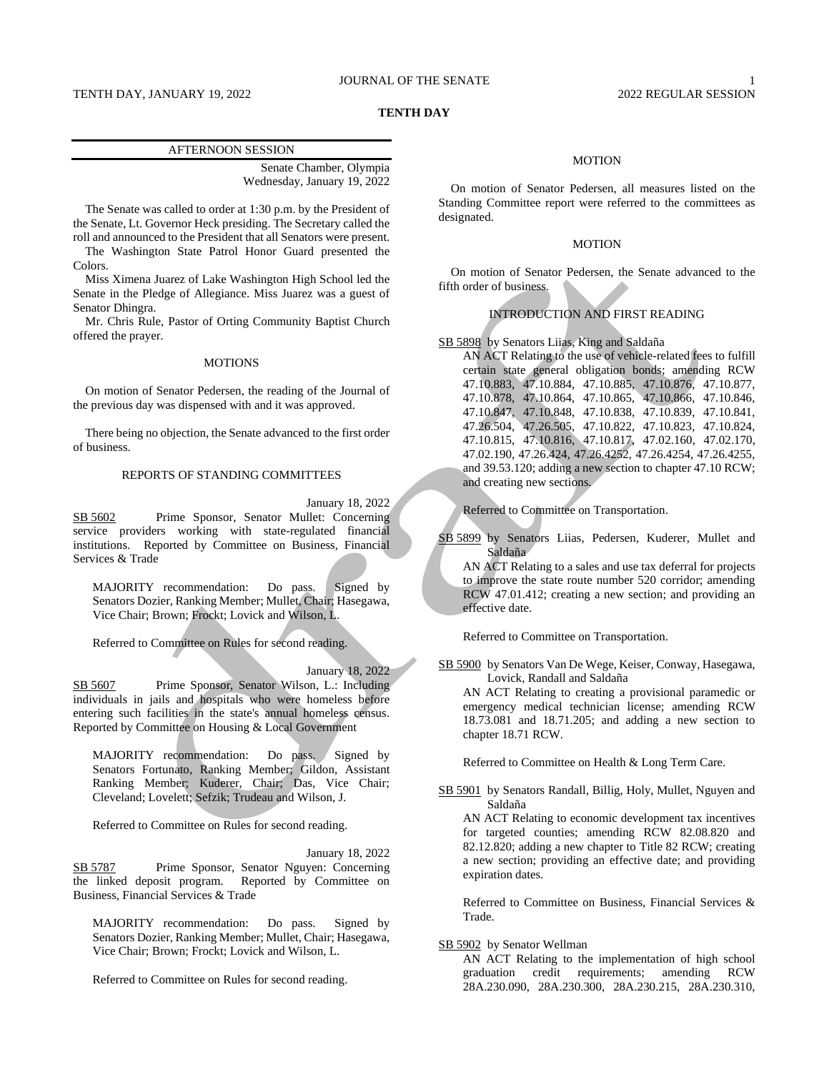# TENTH DAY

## AFTERNOON SESSION

Senate Chamber, Olympia
Wednesday, January 19, 2022

The Senate was called to order at 1:30 p.m. by the President of the Senate, Lt. Governor Heck presiding. The Secretary called the roll and announced to the President that all Senators were present.

The Washington State Patrol Honor Guard presented the Colors.

Miss Ximena Juarez of Lake Washington High School led the Senate in the Pledge of Allegiance. Miss Juarez was a guest of Senator Dhingra.

Mr. Chris Rule, Pastor of Orting Community Baptist Church offered the prayer.

### MOTIONS

On motion of Senator Pedersen, the reading of the Journal of the previous day was dispensed with and it was approved.

There being no objection, the Senate advanced to the first order of business.

### REPORTS OF STANDING COMMITTEES

January 18, 2022

SB 5602 Prime Sponsor, Senator Mullet: Concerning service providers working with state-regulated financial institutions. Reported by Committee on Business, Financial Services & Trade

MAJORITY recommendation: Do pass. Signed by Senators Dozier, Ranking Member; Mullet, Chair; Hasegawa, Vice Chair; Brown; Frockt; Lovick and Wilson, L.

Referred to Committee on Rules for second reading.

January 18, 2022

SB 5607 Prime Sponsor, Senator Wilson, L.: Including individuals in jails and hospitals who were homeless before entering such facilities in the state's annual homeless census. Reported by Committee on Housing & Local Government

MAJORITY recommendation: Do pass. Signed by Senators Fortunato, Ranking Member; Gildon, Assistant Ranking Member; Kuderer, Chair; Das, Vice Chair; Cleveland; Lovelett; Sefzik; Trudeau and Wilson, J.

Referred to Committee on Rules for second reading.

January 18, 2022

SB 5787 Prime Sponsor, Senator Nguyen: Concerning the linked deposit program. Reported by Committee on Business, Financial Services & Trade

MAJORITY recommendation: Do pass. Signed by Senators Dozier, Ranking Member; Mullet, Chair; Hasegawa, Vice Chair; Brown; Frockt; Lovick and Wilson, L.

Referred to Committee on Rules for second reading.

### MOTION

On motion of Senator Pedersen, all measures listed on the Standing Committee report were referred to the committees as designated.

### MOTION

On motion of Senator Pedersen, the Senate advanced to the fifth order of business.

### INTRODUCTION AND FIRST READING

SB 5898 by Senators Liias, King and Saldaña

AN ACT Relating to the use of vehicle-related fees to fulfill certain state general obligation bonds; amending RCW 47.10.883, 47.10.884, 47.10.885, 47.10.876, 47.10.877, 47.10.878, 47.10.864, 47.10.865, 47.10.866, 47.10.846, 47.10.847, 47.10.848, 47.10.838, 47.10.839, 47.10.841, 47.26.504, 47.26.505, 47.10.822, 47.10.823, 47.10.824, 47.10.815, 47.10.816, 47.10.817, 47.02.160, 47.02.170, 47.02.190, 47.26.424, 47.26.4252, 47.26.4254, 47.26.4255, and 39.53.120; adding a new section to chapter 47.10 RCW; and creating new sections.

Referred to Committee on Transportation.

SB 5899 by Senators Liias, Pedersen, Kuderer, Mullet and Saldaña

AN ACT Relating to a sales and use tax deferral for projects to improve the state route number 520 corridor; amending RCW 47.01.412; creating a new section; and providing an effective date.

Referred to Committee on Transportation.

SB 5900 by Senators Van De Wege, Keiser, Conway, Hasegawa, Lovick, Randall and Saldaña

AN ACT Relating to creating a provisional paramedic or emergency medical technician license; amending RCW 18.73.081 and 18.71.205; and adding a new section to chapter 18.71 RCW.

Referred to Committee on Health & Long Term Care.

SB 5901 by Senators Randall, Billig, Holy, Mullet, Nguyen and Saldaña

AN ACT Relating to economic development tax incentives for targeted counties; amending RCW 82.08.820 and 82.12.820; adding a new chapter to Title 82 RCW; creating a new section; providing an effective date; and providing expiration dates.

Referred to Committee on Business, Financial Services & Trade.

SB 5902 by Senator Wellman

AN ACT Relating to the implementation of high school graduation credit requirements; amending RCW 28A.230.090, 28A.230.300, 28A.230.215, 28A.230.310,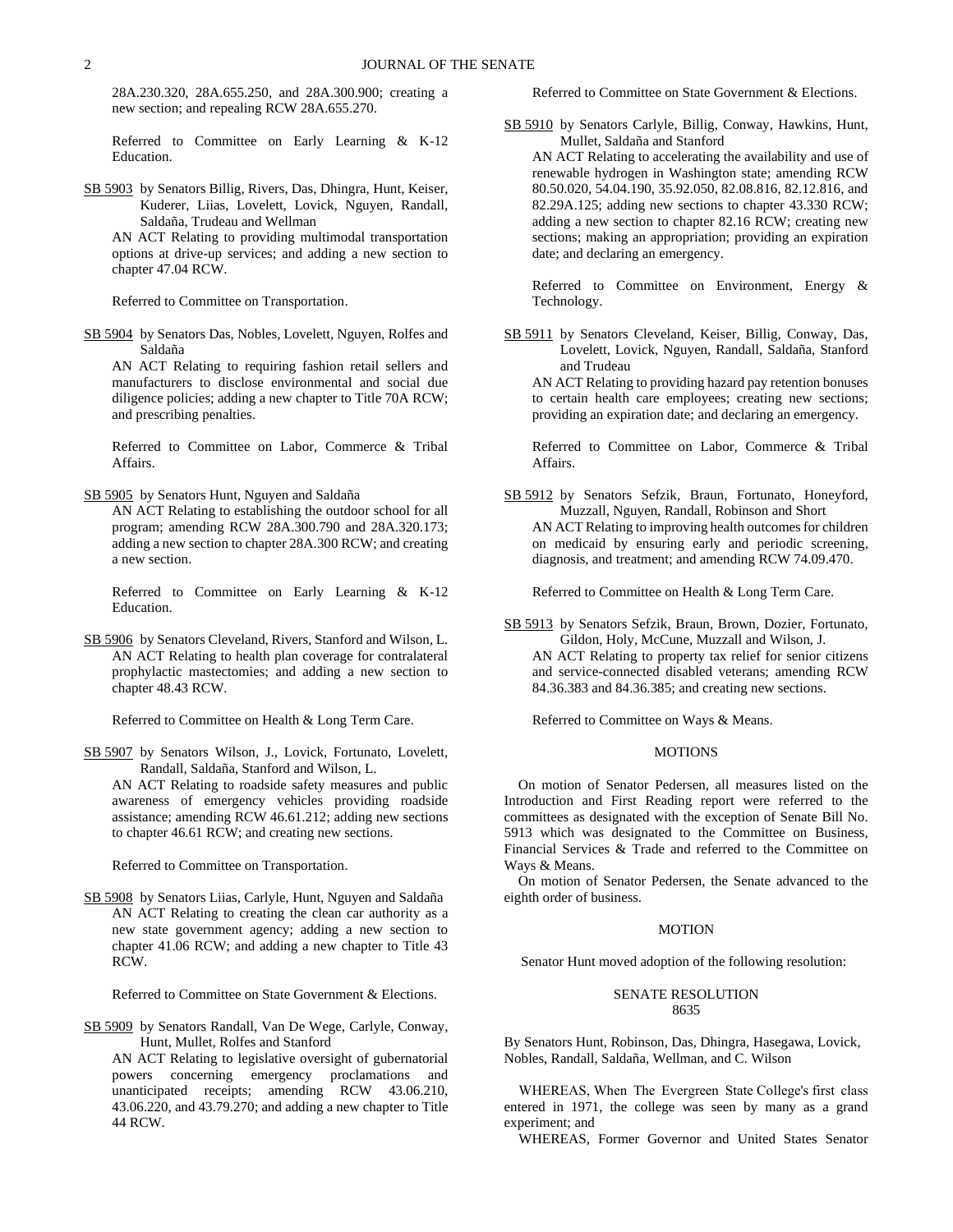28A.230.320, 28A.655.250, and 28A.300.900; creating a new section; and repealing RCW 28A.655.270.

Referred to Committee on Early Learning & K-12 Education.

SB 5903 by Senators Billig, Rivers, Das, Dhingra, Hunt, Keiser, Kuderer, Liias, Lovelett, Lovick, Nguyen, Randall, Saldaña, Trudeau and Wellman

AN ACT Relating to providing multimodal transportation options at drive-up services; and adding a new section to chapter 47.04 RCW.

Referred to Committee on Transportation.

SB 5904 by Senators Das, Nobles, Lovelett, Nguyen, Rolfes and Saldaña

AN ACT Relating to requiring fashion retail sellers and manufacturers to disclose environmental and social due diligence policies; adding a new chapter to Title 70A RCW; and prescribing penalties.

Referred to Committee on Labor, Commerce & Tribal Affairs.

SB 5905 by Senators Hunt, Nguyen and Saldaña

AN ACT Relating to establishing the outdoor school for all program; amending RCW 28A.300.790 and 28A.320.173; adding a new section to chapter 28A.300 RCW; and creating a new section.

Referred to Committee on Early Learning & K-12 Education.

SB 5906 by Senators Cleveland, Rivers, Stanford and Wilson, L.

AN ACT Relating to health plan coverage for contralateral prophylactic mastectomies; and adding a new section to chapter 48.43 RCW.

Referred to Committee on Health & Long Term Care.

SB 5907 by Senators Wilson, J., Lovick, Fortunato, Lovelett, Randall, Saldaña, Stanford and Wilson, L.

AN ACT Relating to roadside safety measures and public awareness of emergency vehicles providing roadside assistance; amending RCW 46.61.212; adding new sections to chapter 46.61 RCW; and creating new sections.

Referred to Committee on Transportation.

SB 5908 by Senators Liias, Carlyle, Hunt, Nguyen and Saldaña

AN ACT Relating to creating the clean car authority as a new state government agency; adding a new section to chapter 41.06 RCW; and adding a new chapter to Title 43 RCW.

Referred to Committee on State Government & Elections.

SB 5909 by Senators Randall, Van De Wege, Carlyle, Conway, Hunt, Mullet, Rolfes and Stanford

AN ACT Relating to legislative oversight of gubernatorial powers concerning emergency proclamations and unanticipated receipts; amending RCW 43.06.210, 43.06.220, and 43.79.270; and adding a new chapter to Title 44 RCW.

Referred to Committee on State Government & Elections.

SB 5910 by Senators Carlyle, Billig, Conway, Hawkins, Hunt, Mullet, Saldaña and Stanford

AN ACT Relating to accelerating the availability and use of renewable hydrogen in Washington state; amending RCW 80.50.020, 54.04.190, 35.92.050, 82.08.816, 82.12.816, and 82.29A.125; adding new sections to chapter 43.330 RCW; adding a new section to chapter 82.16 RCW; creating new sections; making an appropriation; providing an expiration date; and declaring an emergency.

Referred to Committee on Environment, Energy & Technology.

SB 5911 by Senators Cleveland, Keiser, Billig, Conway, Das, Lovelett, Lovick, Nguyen, Randall, Saldaña, Stanford and Trudeau

AN ACT Relating to providing hazard pay retention bonuses to certain health care employees; creating new sections; providing an expiration date; and declaring an emergency.

Referred to Committee on Labor, Commerce & Tribal Affairs.

SB 5912 by Senators Sefzik, Braun, Fortunato, Honeyford, Muzzall, Nguyen, Randall, Robinson and Short

AN ACT Relating to improving health outcomes for children on medicaid by ensuring early and periodic screening, diagnosis, and treatment; and amending RCW 74.09.470.

Referred to Committee on Health & Long Term Care.

SB 5913 by Senators Sefzik, Braun, Brown, Dozier, Fortunato, Gildon, Holy, McCune, Muzzall and Wilson, J.

AN ACT Relating to property tax relief for senior citizens and service-connected disabled veterans; amending RCW 84.36.383 and 84.36.385; and creating new sections.

Referred to Committee on Ways & Means.

## MOTIONS

On motion of Senator Pedersen, all measures listed on the Introduction and First Reading report were referred to the committees as designated with the exception of Senate Bill No. 5913 which was designated to the Committee on Business, Financial Services & Trade and referred to the Committee on Ways & Means.

On motion of Senator Pedersen, the Senate advanced to the eighth order of business.

## MOTION

Senator Hunt moved adoption of the following resolution:

### SENATE RESOLUTION 8635

By Senators Hunt, Robinson, Das, Dhingra, Hasegawa, Lovick, Nobles, Randall, Saldaña, Wellman, and C. Wilson

WHEREAS, When The Evergreen State College's first class entered in 1971, the college was seen by many as a grand experiment; and

WHEREAS, Former Governor and United States Senator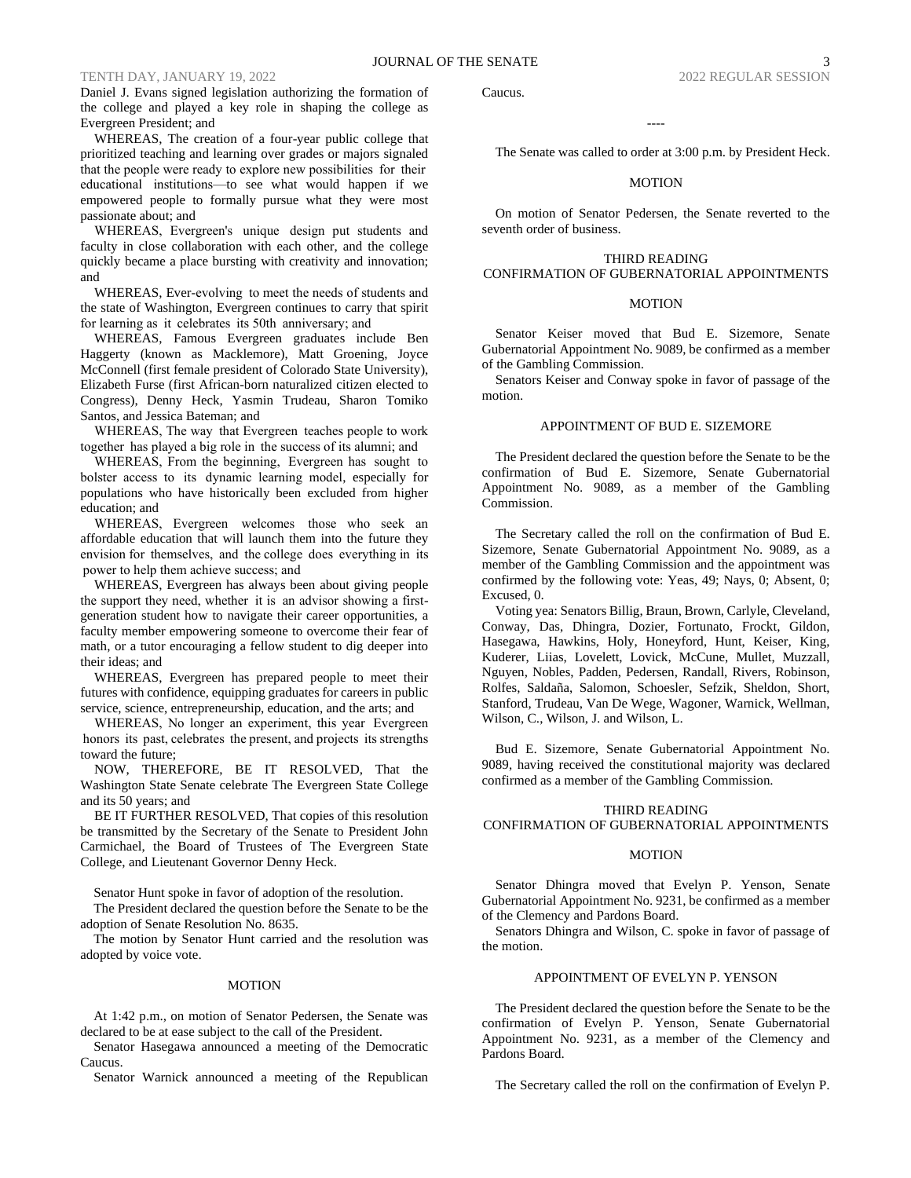Daniel J. Evans signed legislation authorizing the formation of the college and played a key role in shaping the college as Evergreen President; and

WHEREAS, The creation of a four-year public college that prioritized teaching and learning over grades or majors signaled that the people were ready to explore new possibilities for their educational institutions—to see what would happen if we empowered people to formally pursue what they were most passionate about; and

WHEREAS, Evergreen's unique design put students and faculty in close collaboration with each other, and the college quickly became a place bursting with creativity and innovation; and

WHEREAS, Ever-evolving to meet the needs of students and the state of Washington, Evergreen continues to carry that spirit for learning as it celebrates its 50th anniversary; and

WHEREAS, Famous Evergreen graduates include Ben Haggerty (known as Macklemore), Matt Groening, Joyce McConnell (first female president of Colorado State University), Elizabeth Furse (first African-born naturalized citizen elected to Congress), Denny Heck, Yasmin Trudeau, Sharon Tomiko Santos, and Jessica Bateman; and

WHEREAS, The way that Evergreen teaches people to work together has played a big role in the success of its alumni; and

WHEREAS, From the beginning, Evergreen has sought to bolster access to its dynamic learning model, especially for populations who have historically been excluded from higher education; and

WHEREAS, Evergreen welcomes those who seek an affordable education that will launch them into the future they envision for themselves, and the college does everything in its power to help them achieve success; and

WHEREAS, Evergreen has always been about giving people the support they need, whether it is an advisor showing a first-generation student how to navigate their career opportunities, a faculty member empowering someone to overcome their fear of math, or a tutor encouraging a fellow student to dig deeper into their ideas; and

WHEREAS, Evergreen has prepared people to meet their futures with confidence, equipping graduates for careers in public service, science, entrepreneurship, education, and the arts; and

WHEREAS, No longer an experiment, this year Evergreen honors its past, celebrates the present, and projects its strengths toward the future;

NOW, THEREFORE, BE IT RESOLVED, That the Washington State Senate celebrate The Evergreen State College and its 50 years; and

BE IT FURTHER RESOLVED, That copies of this resolution be transmitted by the Secretary of the Senate to President John Carmichael, the Board of Trustees of The Evergreen State College, and Lieutenant Governor Denny Heck.

Senator Hunt spoke in favor of adoption of the resolution.

The President declared the question before the Senate to be the adoption of Senate Resolution No. 8635.

The motion by Senator Hunt carried and the resolution was adopted by voice vote.

MOTION

At 1:42 p.m., on motion of Senator Pedersen, the Senate was declared to be at ease subject to the call of the President.

Senator Hasegawa announced a meeting of the Democratic Caucus.

Senator Warnick announced a meeting of the Republican Caucus.

----

The Senate was called to order at 3:00 p.m. by President Heck.

MOTION

On motion of Senator Pedersen, the Senate reverted to the seventh order of business.

THIRD READING
CONFIRMATION OF GUBERNATORIAL APPOINTMENTS

MOTION

Senator Keiser moved that Bud E. Sizemore, Senate Gubernatorial Appointment No. 9089, be confirmed as a member of the Gambling Commission.

Senators Keiser and Conway spoke in favor of passage of the motion.

APPOINTMENT OF BUD E. SIZEMORE

The President declared the question before the Senate to be the confirmation of Bud E. Sizemore, Senate Gubernatorial Appointment No. 9089, as a member of the Gambling Commission.

The Secretary called the roll on the confirmation of Bud E. Sizemore, Senate Gubernatorial Appointment No. 9089, as a member of the Gambling Commission and the appointment was confirmed by the following vote: Yeas, 49; Nays, 0; Absent, 0; Excused, 0.

Voting yea: Senators Billig, Braun, Brown, Carlyle, Cleveland, Conway, Das, Dhingra, Dozier, Fortunato, Frockt, Gildon, Hasegawa, Hawkins, Holy, Honeyford, Hunt, Keiser, King, Kuderer, Liias, Lovelett, Lovick, McCune, Mullet, Muzzall, Nguyen, Nobles, Padden, Pedersen, Randall, Rivers, Robinson, Rolfes, Saldaña, Salomon, Schoesler, Sefzik, Sheldon, Short, Stanford, Trudeau, Van De Wege, Wagoner, Warnick, Wellman, Wilson, C., Wilson, J. and Wilson, L.

Bud E. Sizemore, Senate Gubernatorial Appointment No. 9089, having received the constitutional majority was declared confirmed as a member of the Gambling Commission.

THIRD READING
CONFIRMATION OF GUBERNATORIAL APPOINTMENTS

MOTION

Senator Dhingra moved that Evelyn P. Yenson, Senate Gubernatorial Appointment No. 9231, be confirmed as a member of the Clemency and Pardons Board.

Senators Dhingra and Wilson, C. spoke in favor of passage of the motion.

APPOINTMENT OF EVELYN P. YENSON

The President declared the question before the Senate to be the confirmation of Evelyn P. Yenson, Senate Gubernatorial Appointment No. 9231, as a member of the Clemency and Pardons Board.

The Secretary called the roll on the confirmation of Evelyn P.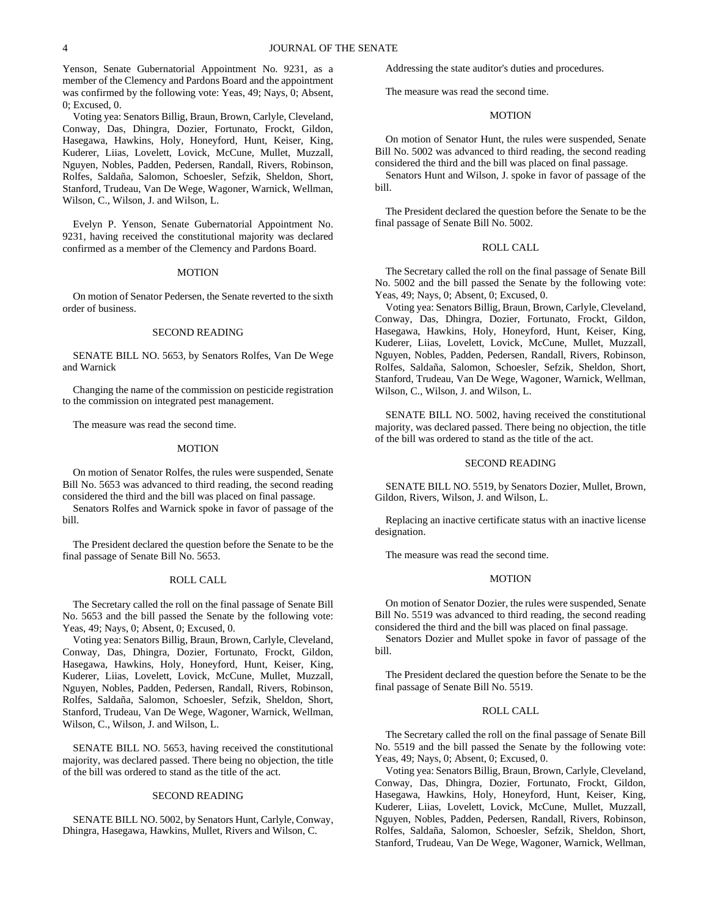Yenson, Senate Gubernatorial Appointment No. 9231, as a member of the Clemency and Pardons Board and the appointment was confirmed by the following vote: Yeas, 49; Nays, 0; Absent, 0; Excused, 0.

Voting yea: Senators Billig, Braun, Brown, Carlyle, Cleveland, Conway, Das, Dhingra, Dozier, Fortunato, Frockt, Gildon, Hasegawa, Hawkins, Holy, Honeyford, Hunt, Keiser, King, Kuderer, Liias, Lovelett, Lovick, McCune, Mullet, Muzzall, Nguyen, Nobles, Padden, Pedersen, Randall, Rivers, Robinson, Rolfes, Saldaña, Salomon, Schoesler, Sefzik, Sheldon, Short, Stanford, Trudeau, Van De Wege, Wagoner, Warnick, Wellman, Wilson, C., Wilson, J. and Wilson, L.

Evelyn P. Yenson, Senate Gubernatorial Appointment No. 9231, having received the constitutional majority was declared confirmed as a member of the Clemency and Pardons Board.

MOTION

On motion of Senator Pedersen, the Senate reverted to the sixth order of business.

SECOND READING

SENATE BILL NO. 5653, by Senators Rolfes, Van De Wege and Warnick

Changing the name of the commission on pesticide registration to the commission on integrated pest management.

The measure was read the second time.

MOTION

On motion of Senator Rolfes, the rules were suspended, Senate Bill No. 5653 was advanced to third reading, the second reading considered the third and the bill was placed on final passage.

Senators Rolfes and Warnick spoke in favor of passage of the bill.

The President declared the question before the Senate to be the final passage of Senate Bill No. 5653.

ROLL CALL

The Secretary called the roll on the final passage of Senate Bill No. 5653 and the bill passed the Senate by the following vote: Yeas, 49; Nays, 0; Absent, 0; Excused, 0.

Voting yea: Senators Billig, Braun, Brown, Carlyle, Cleveland, Conway, Das, Dhingra, Dozier, Fortunato, Frockt, Gildon, Hasegawa, Hawkins, Holy, Honeyford, Hunt, Keiser, King, Kuderer, Liias, Lovelett, Lovick, McCune, Mullet, Muzzall, Nguyen, Nobles, Padden, Pedersen, Randall, Rivers, Robinson, Rolfes, Saldaña, Salomon, Schoesler, Sefzik, Sheldon, Short, Stanford, Trudeau, Van De Wege, Wagoner, Warnick, Wellman, Wilson, C., Wilson, J. and Wilson, L.

SENATE BILL NO. 5653, having received the constitutional majority, was declared passed. There being no objection, the title of the bill was ordered to stand as the title of the act.

SECOND READING

SENATE BILL NO. 5002, by Senators Hunt, Carlyle, Conway, Dhingra, Hasegawa, Hawkins, Mullet, Rivers and Wilson, C.

Addressing the state auditor's duties and procedures.

The measure was read the second time.

MOTION

On motion of Senator Hunt, the rules were suspended, Senate Bill No. 5002 was advanced to third reading, the second reading considered the third and the bill was placed on final passage.

Senators Hunt and Wilson, J. spoke in favor of passage of the bill.

The President declared the question before the Senate to be the final passage of Senate Bill No. 5002.

ROLL CALL

The Secretary called the roll on the final passage of Senate Bill No. 5002 and the bill passed the Senate by the following vote: Yeas, 49; Nays, 0; Absent, 0; Excused, 0.

Voting yea: Senators Billig, Braun, Brown, Carlyle, Cleveland, Conway, Das, Dhingra, Dozier, Fortunato, Frockt, Gildon, Hasegawa, Hawkins, Holy, Honeyford, Hunt, Keiser, King, Kuderer, Liias, Lovelett, Lovick, McCune, Mullet, Muzzall, Nguyen, Nobles, Padden, Pedersen, Randall, Rivers, Robinson, Rolfes, Saldaña, Salomon, Schoesler, Sefzik, Sheldon, Short, Stanford, Trudeau, Van De Wege, Wagoner, Warnick, Wellman, Wilson, C., Wilson, J. and Wilson, L.

SENATE BILL NO. 5002, having received the constitutional majority, was declared passed. There being no objection, the title of the bill was ordered to stand as the title of the act.

SECOND READING

SENATE BILL NO. 5519, by Senators Dozier, Mullet, Brown, Gildon, Rivers, Wilson, J. and Wilson, L.

Replacing an inactive certificate status with an inactive license designation.

The measure was read the second time.

MOTION

On motion of Senator Dozier, the rules were suspended, Senate Bill No. 5519 was advanced to third reading, the second reading considered the third and the bill was placed on final passage.

Senators Dozier and Mullet spoke in favor of passage of the bill.

The President declared the question before the Senate to be the final passage of Senate Bill No. 5519.

ROLL CALL

The Secretary called the roll on the final passage of Senate Bill No. 5519 and the bill passed the Senate by the following vote: Yeas, 49; Nays, 0; Absent, 0; Excused, 0.

Voting yea: Senators Billig, Braun, Brown, Carlyle, Cleveland, Conway, Das, Dhingra, Dozier, Fortunato, Frockt, Gildon, Hasegawa, Hawkins, Holy, Honeyford, Hunt, Keiser, King, Kuderer, Liias, Lovelett, Lovick, McCune, Mullet, Muzzall, Nguyen, Nobles, Padden, Pedersen, Randall, Rivers, Robinson, Rolfes, Saldaña, Salomon, Schoesler, Sefzik, Sheldon, Short, Stanford, Trudeau, Van De Wege, Wagoner, Warnick, Wellman,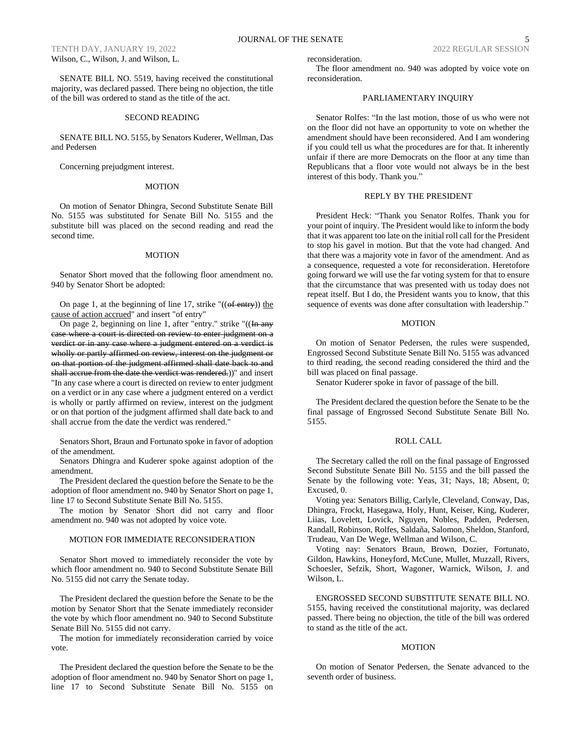Wilson, C., Wilson, J. and Wilson, L.

SENATE BILL NO. 5519, having received the constitutional majority, was declared passed. There being no objection, the title of the bill was ordered to stand as the title of the act.

### SECOND READING

SENATE BILL NO. 5155, by Senators Kuderer, Wellman, Das and Pedersen

Concerning prejudgment interest.

### MOTION

On motion of Senator Dhingra, Second Substitute Senate Bill No. 5155 was substituted for Senate Bill No. 5155 and the substitute bill was placed on the second reading and read the second time.

### MOTION

Senator Short moved that the following floor amendment no. 940 by Senator Short be adopted:

On page 1, at the beginning of line 17, strike "((~~of entry~~)) <u>the cause of action accrued</u>" and insert "of entry"

On page 2, beginning on line 1, after "entry." strike "((~~In any case where a court is directed on review to enter judgment on a verdict or in any case where a judgment entered on a verdict is wholly or partly affirmed on review, interest on the judgment or on that portion of the judgment affirmed shall date back to and shall accrue from the date the verdict was rendered.~~))" and insert "In any case where a court is directed on review to enter judgment on a verdict or in any case where a judgment entered on a verdict is wholly or partly affirmed on review, interest on the judgment or on that portion of the judgment affirmed shall date back to and shall accrue from the date the verdict was rendered."

Senators Short, Braun and Fortunato spoke in favor of adoption of the amendment.

Senators Dhingra and Kuderer spoke against adoption of the amendment.

The President declared the question before the Senate to be the adoption of floor amendment no. 940 by Senator Short on page 1, line 17 to Second Substitute Senate Bill No. 5155.

The motion by Senator Short did not carry and floor amendment no. 940 was not adopted by voice vote.

### MOTION FOR IMMEDIATE RECONSIDERATION

Senator Short moved to immediately reconsider the vote by which floor amendment no. 940 to Second Substitute Senate Bill No. 5155 did not carry the Senate today.

The President declared the question before the Senate to be the motion by Senator Short that the Senate immediately reconsider the vote by which floor amendment no. 940 to Second Substitute Senate Bill No. 5155 did not carry.

The motion for immediately reconsideration carried by voice vote.

The President declared the question before the Senate to be the adoption of floor amendment no. 940 by Senator Short on page 1, line 17 to Second Substitute Senate Bill No. 5155 on reconsideration.

The floor amendment no. 940 was adopted by voice vote on reconsideration.

### PARLIAMENTARY INQUIRY

Senator Rolfes: "In the last motion, those of us who were not on the floor did not have an opportunity to vote on whether the amendment should have been reconsidered. And I am wondering if you could tell us what the procedures are for that. It inherently unfair if there are more Democrats on the floor at any time than Republicans that a floor vote would not always be in the best interest of this body. Thank you."

### REPLY BY THE PRESIDENT

President Heck: "Thank you Senator Rolfes. Thank you for your point of inquiry. The President would like to inform the body that it was apparent too late on the initial roll call for the President to stop his gavel in motion. But that the vote had changed. And that there was a majority vote in favor of the amendment. And as a consequence, requested a vote for reconsideration. Heretofore going forward we will use the far voting system for that to ensure that the circumstance that was presented with us today does not repeat itself. But I do, the President wants you to know, that this sequence of events was done after consultation with leadership."

### MOTION

On motion of Senator Pedersen, the rules were suspended, Engrossed Second Substitute Senate Bill No. 5155 was advanced to third reading, the second reading considered the third and the bill was placed on final passage.

Senator Kuderer spoke in favor of passage of the bill.

The President declared the question before the Senate to be the final passage of Engrossed Second Substitute Senate Bill No. 5155.

### ROLL CALL

The Secretary called the roll on the final passage of Engrossed Second Substitute Senate Bill No. 5155 and the bill passed the Senate by the following vote: Yeas, 31; Nays, 18; Absent, 0; Excused, 0.

Voting yea: Senators Billig, Carlyle, Cleveland, Conway, Das, Dhingra, Frockt, Hasegawa, Holy, Hunt, Keiser, King, Kuderer, Liias, Lovelett, Lovick, Nguyen, Nobles, Padden, Pedersen, Randall, Robinson, Rolfes, Saldaña, Salomon, Sheldon, Stanford, Trudeau, Van De Wege, Wellman and Wilson, C.

Voting nay: Senators Braun, Brown, Dozier, Fortunato, Gildon, Hawkins, Honeyford, McCune, Mullet, Muzzall, Rivers, Schoesler, Sefzik, Short, Wagoner, Warnick, Wilson, J. and Wilson, L.

ENGROSSED SECOND SUBSTITUTE SENATE BILL NO. 5155, having received the constitutional majority, was declared passed. There being no objection, the title of the bill was ordered to stand as the title of the act.

### MOTION

On motion of Senator Pedersen, the Senate advanced to the seventh order of business.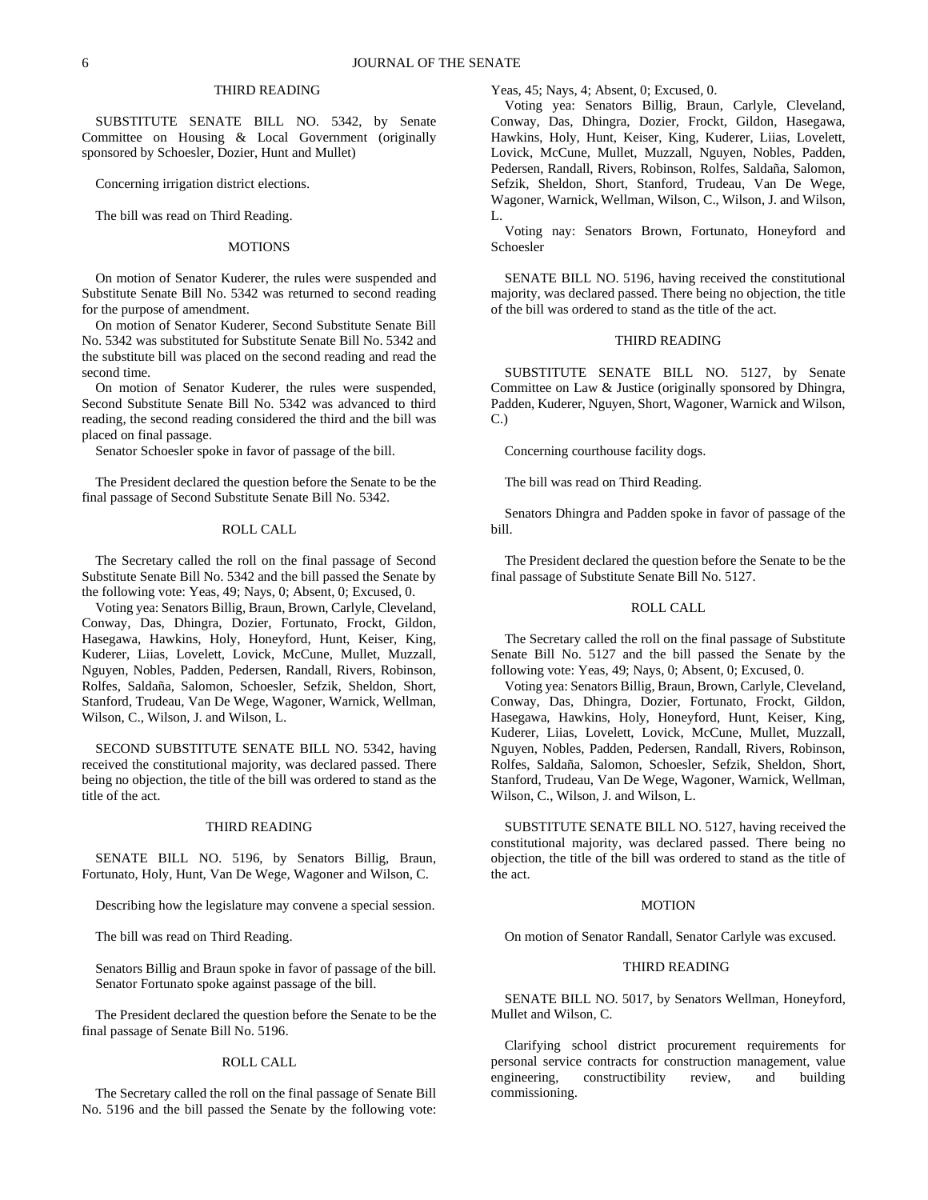## THIRD READING

SUBSTITUTE SENATE BILL NO. 5342, by Senate Committee on Housing & Local Government (originally sponsored by Schoesler, Dozier, Hunt and Mullet)

Concerning irrigation district elections.

The bill was read on Third Reading.

## MOTIONS

On motion of Senator Kuderer, the rules were suspended and Substitute Senate Bill No. 5342 was returned to second reading for the purpose of amendment.

On motion of Senator Kuderer, Second Substitute Senate Bill No. 5342 was substituted for Substitute Senate Bill No. 5342 and the substitute bill was placed on the second reading and read the second time.

On motion of Senator Kuderer, the rules were suspended, Second Substitute Senate Bill No. 5342 was advanced to third reading, the second reading considered the third and the bill was placed on final passage.

Senator Schoesler spoke in favor of passage of the bill.

The President declared the question before the Senate to be the final passage of Second Substitute Senate Bill No. 5342.

## ROLL CALL

The Secretary called the roll on the final passage of Second Substitute Senate Bill No. 5342 and the bill passed the Senate by the following vote: Yeas, 49; Nays, 0; Absent, 0; Excused, 0.

Voting yea: Senators Billig, Braun, Brown, Carlyle, Cleveland, Conway, Das, Dhingra, Dozier, Fortunato, Frockt, Gildon, Hasegawa, Hawkins, Holy, Honeyford, Hunt, Keiser, King, Kuderer, Liias, Lovelett, Lovick, McCune, Mullet, Muzzall, Nguyen, Nobles, Padden, Pedersen, Randall, Rivers, Robinson, Rolfes, Saldaña, Salomon, Schoesler, Sefzik, Sheldon, Short, Stanford, Trudeau, Van De Wege, Wagoner, Warnick, Wellman, Wilson, C., Wilson, J. and Wilson, L.

SECOND SUBSTITUTE SENATE BILL NO. 5342, having received the constitutional majority, was declared passed. There being no objection, the title of the bill was ordered to stand as the title of the act.

## THIRD READING

SENATE BILL NO. 5196, by Senators Billig, Braun, Fortunato, Holy, Hunt, Van De Wege, Wagoner and Wilson, C.

Describing how the legislature may convene a special session.

The bill was read on Third Reading.

Senators Billig and Braun spoke in favor of passage of the bill.
Senator Fortunato spoke against passage of the bill.

The President declared the question before the Senate to be the final passage of Senate Bill No. 5196.

## ROLL CALL

The Secretary called the roll on the final passage of Senate Bill No. 5196 and the bill passed the Senate by the following vote: Yeas, 45; Nays, 4; Absent, 0; Excused, 0.

Voting yea: Senators Billig, Braun, Carlyle, Cleveland, Conway, Das, Dhingra, Dozier, Frockt, Gildon, Hasegawa, Hawkins, Holy, Hunt, Keiser, King, Kuderer, Liias, Lovelett, Lovick, McCune, Mullet, Muzzall, Nguyen, Nobles, Padden, Pedersen, Randall, Rivers, Robinson, Rolfes, Saldaña, Salomon, Sefzik, Sheldon, Short, Stanford, Trudeau, Van De Wege, Wagoner, Warnick, Wellman, Wilson, C., Wilson, J. and Wilson, L.

Voting nay: Senators Brown, Fortunato, Honeyford and Schoesler

SENATE BILL NO. 5196, having received the constitutional majority, was declared passed. There being no objection, the title of the bill was ordered to stand as the title of the act.

## THIRD READING

SUBSTITUTE SENATE BILL NO. 5127, by Senate Committee on Law & Justice (originally sponsored by Dhingra, Padden, Kuderer, Nguyen, Short, Wagoner, Warnick and Wilson, C.)

Concerning courthouse facility dogs.

The bill was read on Third Reading.

Senators Dhingra and Padden spoke in favor of passage of the bill.

The President declared the question before the Senate to be the final passage of Substitute Senate Bill No. 5127.

## ROLL CALL

The Secretary called the roll on the final passage of Substitute Senate Bill No. 5127 and the bill passed the Senate by the following vote: Yeas, 49; Nays, 0; Absent, 0; Excused, 0.

Voting yea: Senators Billig, Braun, Brown, Carlyle, Cleveland, Conway, Das, Dhingra, Dozier, Fortunato, Frockt, Gildon, Hasegawa, Hawkins, Holy, Honeyford, Hunt, Keiser, King, Kuderer, Liias, Lovelett, Lovick, McCune, Mullet, Muzzall, Nguyen, Nobles, Padden, Pedersen, Randall, Rivers, Robinson, Rolfes, Saldaña, Salomon, Schoesler, Sefzik, Sheldon, Short, Stanford, Trudeau, Van De Wege, Wagoner, Warnick, Wellman, Wilson, C., Wilson, J. and Wilson, L.

SUBSTITUTE SENATE BILL NO. 5127, having received the constitutional majority, was declared passed. There being no objection, the title of the bill was ordered to stand as the title of the act.

## MOTION

On motion of Senator Randall, Senator Carlyle was excused.

## THIRD READING

SENATE BILL NO. 5017, by Senators Wellman, Honeyford, Mullet and Wilson, C.

Clarifying school district procurement requirements for personal service contracts for construction management, value engineering, constructibility review, and building commissioning.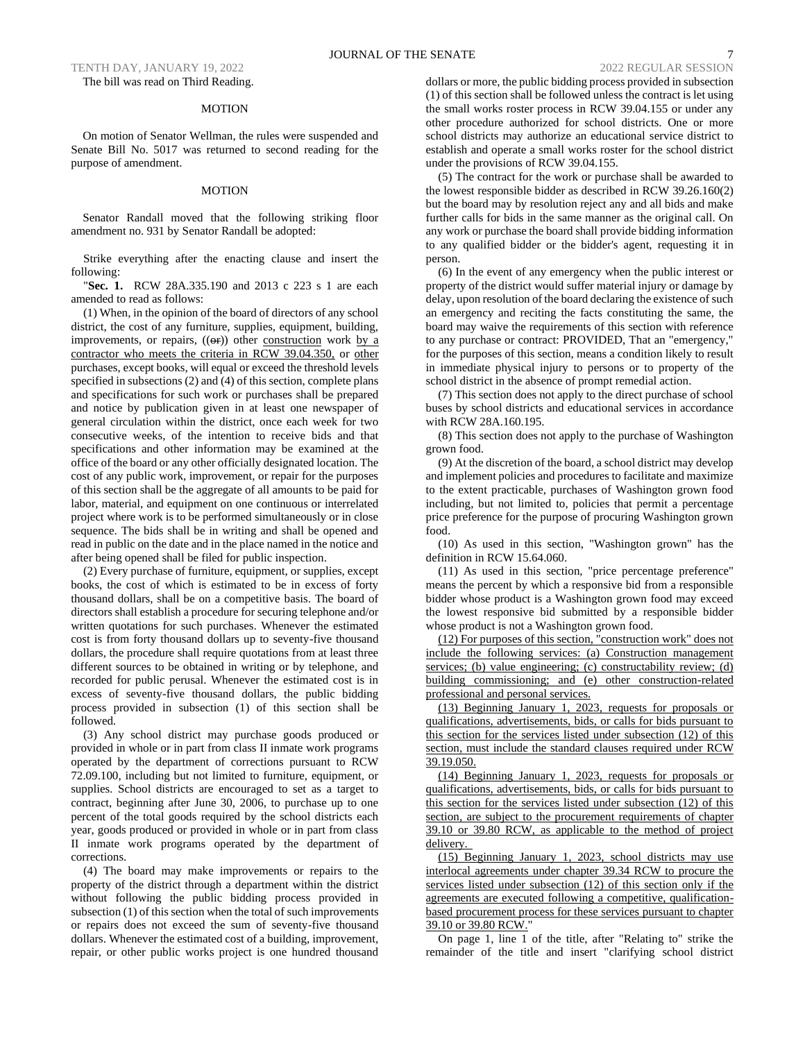The bill was read on Third Reading.

## MOTION

On motion of Senator Wellman, the rules were suspended and Senate Bill No. 5017 was returned to second reading for the purpose of amendment.

## MOTION

Senator Randall moved that the following striking floor amendment no. 931 by Senator Randall be adopted:

Strike everything after the enacting clause and insert the following:

"**Sec. 1.** RCW 28A.335.190 and 2013 c 223 s 1 are each amended to read as follows:

(1) When, in the opinion of the board of directors of any school district, the cost of any furniture, supplies, equipment, building, improvements, or repairs, ((~~or~~)) other <u>construction</u> work <u>by a contractor who meets the criteria in RCW 39.04.350,</u> or <u>other</u> purchases, except books, will equal or exceed the threshold levels specified in subsections (2) and (4) of this section, complete plans and specifications for such work or purchases shall be prepared and notice by publication given in at least one newspaper of general circulation within the district, once each week for two consecutive weeks, of the intention to receive bids and that specifications and other information may be examined at the office of the board or any other officially designated location. The cost of any public work, improvement, or repair for the purposes of this section shall be the aggregate of all amounts to be paid for labor, material, and equipment on one continuous or interrelated project where work is to be performed simultaneously or in close sequence. The bids shall be in writing and shall be opened and read in public on the date and in the place named in the notice and after being opened shall be filed for public inspection.

(2) Every purchase of furniture, equipment, or supplies, except books, the cost of which is estimated to be in excess of forty thousand dollars, shall be on a competitive basis. The board of directors shall establish a procedure for securing telephone and/or written quotations for such purchases. Whenever the estimated cost is from forty thousand dollars up to seventy-five thousand dollars, the procedure shall require quotations from at least three different sources to be obtained in writing or by telephone, and recorded for public perusal. Whenever the estimated cost is in excess of seventy-five thousand dollars, the public bidding process provided in subsection (1) of this section shall be followed.

(3) Any school district may purchase goods produced or provided in whole or in part from class II inmate work programs operated by the department of corrections pursuant to RCW 72.09.100, including but not limited to furniture, equipment, or supplies. School districts are encouraged to set as a target to contract, beginning after June 30, 2006, to purchase up to one percent of the total goods required by the school districts each year, goods produced or provided in whole or in part from class II inmate work programs operated by the department of corrections.

(4) The board may make improvements or repairs to the property of the district through a department within the district without following the public bidding process provided in subsection (1) of this section when the total of such improvements or repairs does not exceed the sum of seventy-five thousand dollars. Whenever the estimated cost of a building, improvement, repair, or other public works project is one hundred thousand dollars or more, the public bidding process provided in subsection (1) of this section shall be followed unless the contract is let using the small works roster process in RCW 39.04.155 or under any other procedure authorized for school districts. One or more school districts may authorize an educational service district to establish and operate a small works roster for the school district under the provisions of RCW 39.04.155.

(5) The contract for the work or purchase shall be awarded to the lowest responsible bidder as described in RCW 39.26.160(2) but the board may by resolution reject any and all bids and make further calls for bids in the same manner as the original call. On any work or purchase the board shall provide bidding information to any qualified bidder or the bidder's agent, requesting it in person.

(6) In the event of any emergency when the public interest or property of the district would suffer material injury or damage by delay, upon resolution of the board declaring the existence of such an emergency and reciting the facts constituting the same, the board may waive the requirements of this section with reference to any purchase or contract: PROVIDED, That an "emergency," for the purposes of this section, means a condition likely to result in immediate physical injury to persons or to property of the school district in the absence of prompt remedial action.

(7) This section does not apply to the direct purchase of school buses by school districts and educational services in accordance with RCW 28A.160.195.

(8) This section does not apply to the purchase of Washington grown food.

(9) At the discretion of the board, a school district may develop and implement policies and procedures to facilitate and maximize to the extent practicable, purchases of Washington grown food including, but not limited to, policies that permit a percentage price preference for the purpose of procuring Washington grown food.

(10) As used in this section, "Washington grown" has the definition in RCW 15.64.060.

(11) As used in this section, "price percentage preference" means the percent by which a responsive bid from a responsible bidder whose product is a Washington grown food may exceed the lowest responsive bid submitted by a responsible bidder whose product is not a Washington grown food.

<u>(12) For purposes of this section, "construction work" does not include the following services: (a) Construction management services; (b) value engineering; (c) constructability review; (d) building commissioning; and (e) other construction-related professional and personal services.</u>

<u>(13) Beginning January 1, 2023, requests for proposals or qualifications, advertisements, bids, or calls for bids pursuant to this section for the services listed under subsection (12) of this section, must include the standard clauses required under RCW 39.19.050.</u>

<u>(14) Beginning January 1, 2023, requests for proposals or qualifications, advertisements, bids, or calls for bids pursuant to this section for the services listed under subsection (12) of this section, are subject to the procurement requirements of chapter 39.10 or 39.80 RCW, as applicable to the method of project delivery.</u>

<u>(15) Beginning January 1, 2023, school districts may use interlocal agreements under chapter 39.34 RCW to procure the services listed under subsection (12) of this section only if the agreements are executed following a competitive, qualification-based procurement process for these services pursuant to chapter 39.10 or 39.80 RCW.</u>"

On page 1, line 1 of the title, after "Relating to" strike the remainder of the title and insert "clarifying school district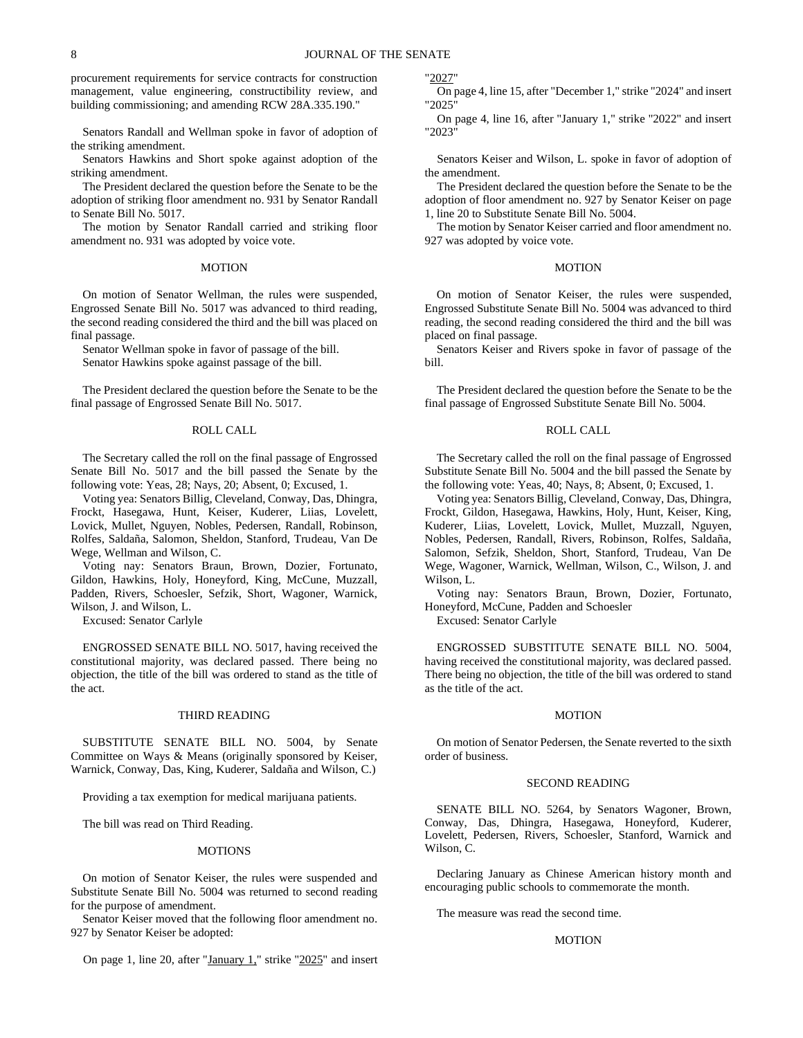procurement requirements for service contracts for construction management, value engineering, constructibility review, and building commissioning; and amending RCW 28A.335.190."

Senators Randall and Wellman spoke in favor of adoption of the striking amendment.

Senators Hawkins and Short spoke against adoption of the striking amendment.

The President declared the question before the Senate to be the adoption of striking floor amendment no. 931 by Senator Randall to Senate Bill No. 5017.

The motion by Senator Randall carried and striking floor amendment no. 931 was adopted by voice vote.

MOTION

On motion of Senator Wellman, the rules were suspended, Engrossed Senate Bill No. 5017 was advanced to third reading, the second reading considered the third and the bill was placed on final passage.

Senator Wellman spoke in favor of passage of the bill.

Senator Hawkins spoke against passage of the bill.

The President declared the question before the Senate to be the final passage of Engrossed Senate Bill No. 5017.

ROLL CALL

The Secretary called the roll on the final passage of Engrossed Senate Bill No. 5017 and the bill passed the Senate by the following vote: Yeas, 28; Nays, 20; Absent, 0; Excused, 1.

Voting yea: Senators Billig, Cleveland, Conway, Das, Dhingra, Frockt, Hasegawa, Hunt, Keiser, Kuderer, Liias, Lovelett, Lovick, Mullet, Nguyen, Nobles, Pedersen, Randall, Robinson, Rolfes, Saldaña, Salomon, Sheldon, Stanford, Trudeau, Van De Wege, Wellman and Wilson, C.

Voting nay: Senators Braun, Brown, Dozier, Fortunato, Gildon, Hawkins, Holy, Honeyford, King, McCune, Muzzall, Padden, Rivers, Schoesler, Sefzik, Short, Wagoner, Warnick, Wilson, J. and Wilson, L.

Excused: Senator Carlyle

ENGROSSED SENATE BILL NO. 5017, having received the constitutional majority, was declared passed. There being no objection, the title of the bill was ordered to stand as the title of the act.

THIRD READING

SUBSTITUTE SENATE BILL NO. 5004, by Senate Committee on Ways & Means (originally sponsored by Keiser, Warnick, Conway, Das, King, Kuderer, Saldaña and Wilson, C.)

Providing a tax exemption for medical marijuana patients.

The bill was read on Third Reading.

MOTIONS

On motion of Senator Keiser, the rules were suspended and Substitute Senate Bill No. 5004 was returned to second reading for the purpose of amendment.

Senator Keiser moved that the following floor amendment no. 927 by Senator Keiser be adopted:

On page 1, line 20, after "January 1," strike "2025" and insert "2027"

On page 4, line 15, after "December 1," strike "2024" and insert "2025"

On page 4, line 16, after "January 1," strike "2022" and insert "2023"

Senators Keiser and Wilson, L. spoke in favor of adoption of the amendment.

The President declared the question before the Senate to be the adoption of floor amendment no. 927 by Senator Keiser on page 1, line 20 to Substitute Senate Bill No. 5004.

The motion by Senator Keiser carried and floor amendment no. 927 was adopted by voice vote.

MOTION

On motion of Senator Keiser, the rules were suspended, Engrossed Substitute Senate Bill No. 5004 was advanced to third reading, the second reading considered the third and the bill was placed on final passage.

Senators Keiser and Rivers spoke in favor of passage of the bill.

The President declared the question before the Senate to be the final passage of Engrossed Substitute Senate Bill No. 5004.

ROLL CALL

The Secretary called the roll on the final passage of Engrossed Substitute Senate Bill No. 5004 and the bill passed the Senate by the following vote: Yeas, 40; Nays, 8; Absent, 0; Excused, 1.

Voting yea: Senators Billig, Cleveland, Conway, Das, Dhingra, Frockt, Gildon, Hasegawa, Hawkins, Holy, Hunt, Keiser, King, Kuderer, Liias, Lovelett, Lovick, Mullet, Muzzall, Nguyen, Nobles, Pedersen, Randall, Rivers, Robinson, Rolfes, Saldaña, Salomon, Sefzik, Sheldon, Short, Stanford, Trudeau, Van De Wege, Wagoner, Warnick, Wellman, Wilson, C., Wilson, J. and Wilson, L.

Voting nay: Senators Braun, Brown, Dozier, Fortunato, Honeyford, McCune, Padden and Schoesler

Excused: Senator Carlyle

ENGROSSED SUBSTITUTE SENATE BILL NO. 5004, having received the constitutional majority, was declared passed. There being no objection, the title of the bill was ordered to stand as the title of the act.

MOTION

On motion of Senator Pedersen, the Senate reverted to the sixth order of business.

SECOND READING

SENATE BILL NO. 5264, by Senators Wagoner, Brown, Conway, Das, Dhingra, Hasegawa, Honeyford, Kuderer, Lovelett, Pedersen, Rivers, Schoesler, Stanford, Warnick and Wilson, C.

Declaring January as Chinese American history month and encouraging public schools to commemorate the month.

The measure was read the second time.

MOTION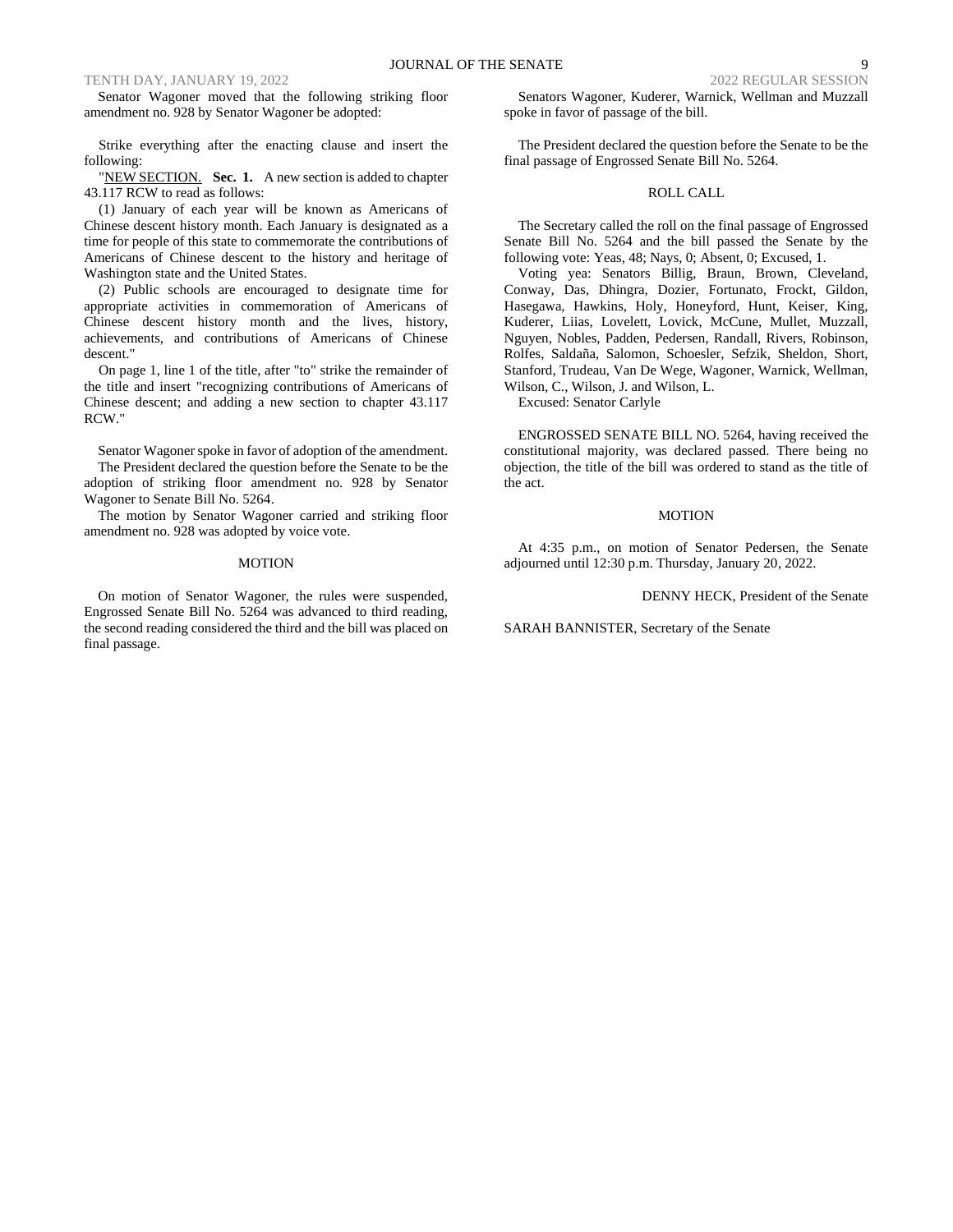Senator Wagoner moved that the following striking floor amendment no. 928 by Senator Wagoner be adopted:

Strike everything after the enacting clause and insert the following:

"NEW SECTION. **Sec. 1.** A new section is added to chapter 43.117 RCW to read as follows:

(1) January of each year will be known as Americans of Chinese descent history month. Each January is designated as a time for people of this state to commemorate the contributions of Americans of Chinese descent to the history and heritage of Washington state and the United States.

(2) Public schools are encouraged to designate time for appropriate activities in commemoration of Americans of Chinese descent history month and the lives, history, achievements, and contributions of Americans of Chinese descent."

On page 1, line 1 of the title, after "to" strike the remainder of the title and insert "recognizing contributions of Americans of Chinese descent; and adding a new section to chapter 43.117 RCW."

Senator Wagoner spoke in favor of adoption of the amendment.

The President declared the question before the Senate to be the adoption of striking floor amendment no. 928 by Senator Wagoner to Senate Bill No. 5264.

The motion by Senator Wagoner carried and striking floor amendment no. 928 was adopted by voice vote.

MOTION

On motion of Senator Wagoner, the rules were suspended, Engrossed Senate Bill No. 5264 was advanced to third reading, the second reading considered the third and the bill was placed on final passage.

Senators Wagoner, Kuderer, Warnick, Wellman and Muzzall spoke in favor of passage of the bill.

The President declared the question before the Senate to be the final passage of Engrossed Senate Bill No. 5264.

ROLL CALL

The Secretary called the roll on the final passage of Engrossed Senate Bill No. 5264 and the bill passed the Senate by the following vote: Yeas, 48; Nays, 0; Absent, 0; Excused, 1.

Voting yea: Senators Billig, Braun, Brown, Cleveland, Conway, Das, Dhingra, Dozier, Fortunato, Frockt, Gildon, Hasegawa, Hawkins, Holy, Honeyford, Hunt, Keiser, King, Kuderer, Liias, Lovelett, Lovick, McCune, Mullet, Muzzall, Nguyen, Nobles, Padden, Pedersen, Randall, Rivers, Robinson, Rolfes, Saldaña, Salomon, Schoesler, Sefzik, Sheldon, Short, Stanford, Trudeau, Van De Wege, Wagoner, Warnick, Wellman, Wilson, C., Wilson, J. and Wilson, L.

Excused: Senator Carlyle

ENGROSSED SENATE BILL NO. 5264, having received the constitutional majority, was declared passed. There being no objection, the title of the bill was ordered to stand as the title of the act.

MOTION

At 4:35 p.m., on motion of Senator Pedersen, the Senate adjourned until 12:30 p.m. Thursday, January 20, 2022.

DENNY HECK, President of the Senate

SARAH BANNISTER, Secretary of the Senate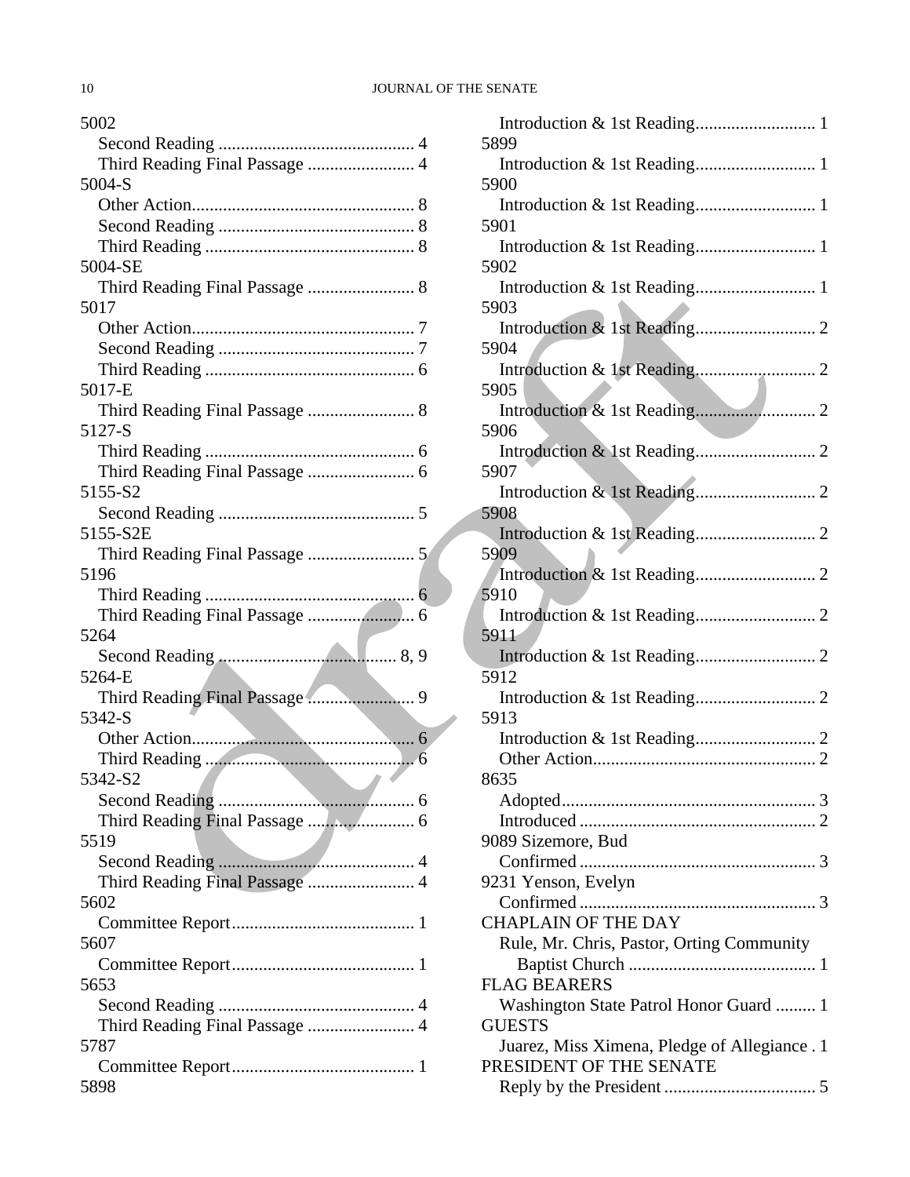5002
- Second Reading ............................................ 4
- Third Reading Final Passage ........................ 4

5004-S
- Other Action.................................................. 8
- Second Reading ............................................ 8
- Third Reading ............................................... 8

5004-SE
- Third Reading Final Passage ........................ 8

5017
- Other Action.................................................. 7
- Second Reading ............................................ 7
- Third Reading ............................................... 6

5017-E
- Third Reading Final Passage ........................ 8

5127-S
- Third Reading ............................................... 6
- Third Reading Final Passage ........................ 6

5155-S2
- Second Reading ............................................ 5

5155-S2E
- Third Reading Final Passage ........................ 5

5196
- Third Reading ............................................... 6
- Third Reading Final Passage ........................ 6

5264
- Second Reading ........................................ 8, 9

5264-E
- Third Reading Final Passage ........................ 9

5342-S
- Other Action.................................................. 6
- Third Reading ............................................... 6

5342-S2
- Second Reading ............................................ 6
- Third Reading Final Passage ........................ 6

5519
- Second Reading ............................................ 4
- Third Reading Final Passage ........................ 4

5602
- Committee Report......................................... 1

5607
- Committee Report......................................... 1

5653
- Second Reading ............................................ 4
- Third Reading Final Passage ........................ 4

5787
- Committee Report......................................... 1

5898
- Introduction & 1st Reading........................... 1

5899
- Introduction & 1st Reading........................... 1

5900
- Introduction & 1st Reading........................... 1

5901
- Introduction & 1st Reading........................... 1

5902
- Introduction & 1st Reading........................... 1

5903
- Introduction & 1st Reading........................... 2

5904
- Introduction & 1st Reading........................... 2

5905
- Introduction & 1st Reading........................... 2

5906
- Introduction & 1st Reading........................... 2

5907
- Introduction & 1st Reading........................... 2

5908
- Introduction & 1st Reading........................... 2

5909
- Introduction & 1st Reading........................... 2

5910
- Introduction & 1st Reading........................... 2

5911
- Introduction & 1st Reading........................... 2

5912
- Introduction & 1st Reading........................... 2

5913
- Introduction & 1st Reading........................... 2
- Other Action.................................................. 2

8635
- Adopted......................................................... 3
- Introduced ..................................................... 2

9089 Sizemore, Bud
- Confirmed ..................................................... 3

9231 Yenson, Evelyn
- Confirmed ..................................................... 3

CHAPLAIN OF THE DAY
- Rule, Mr. Chris, Pastor, Orting Community Baptist Church ........................................... 1

FLAG BEARERS
- Washington State Patrol Honor Guard ......... 1

GUESTS
- Juarez, Miss Ximena, Pledge of Allegiance . 1

PRESIDENT OF THE SENATE
- Reply by the President .................................. 5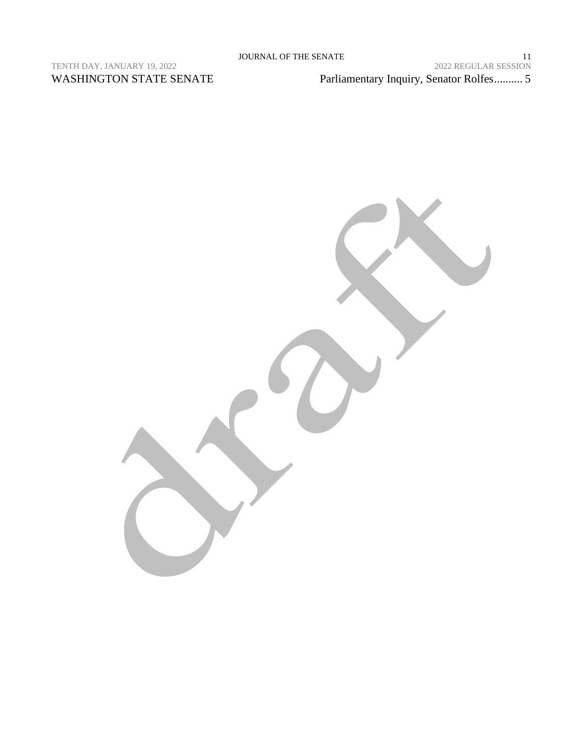WASHINGTON STATE SENATE

Parliamentary Inquiry, Senator Rolfes.......... 5